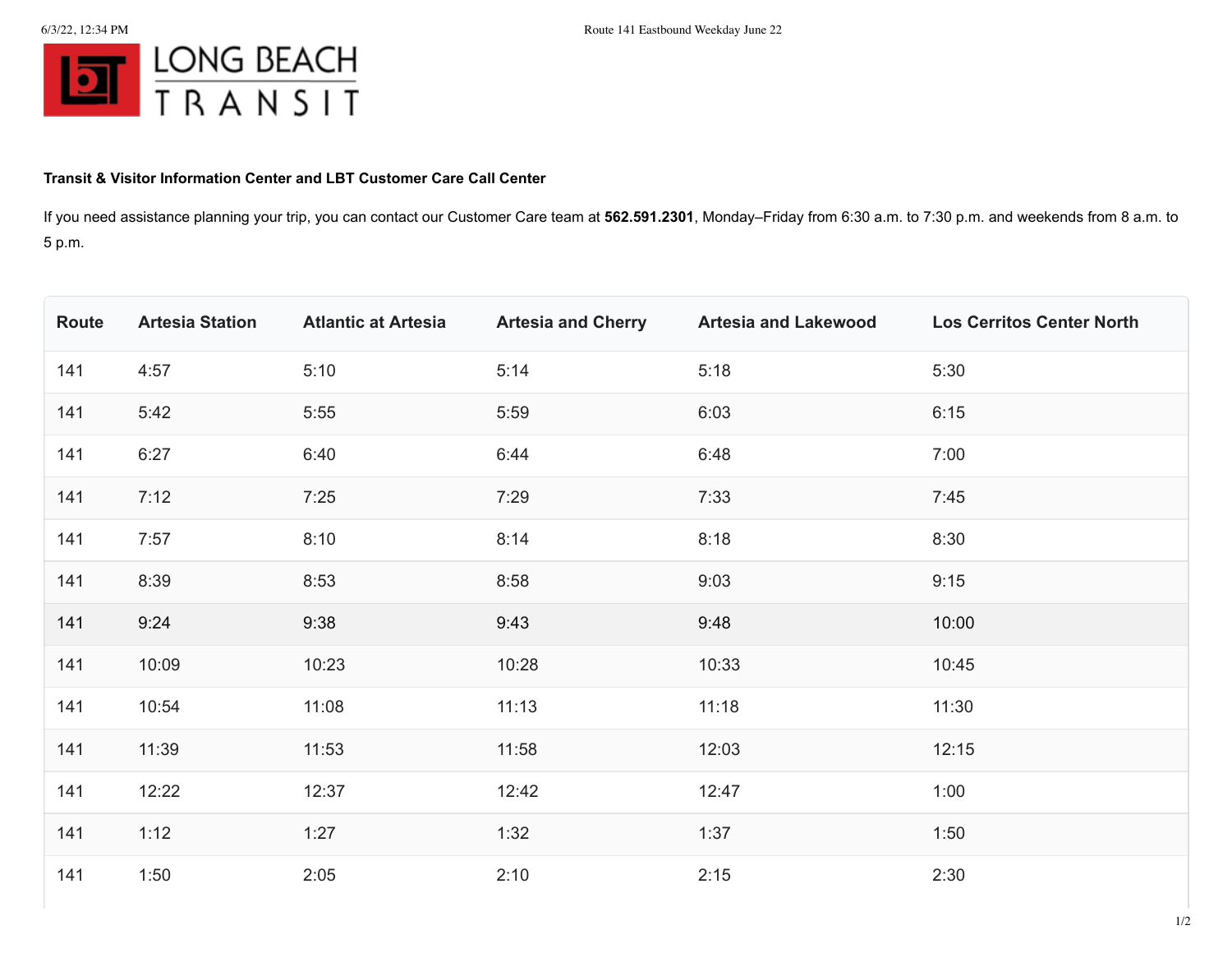LONG BEACH TRANSIT

**Transit & Visitor Information Center and LBT Customer Care Call Center**

If you need assistance planning your trip, you can contact our Customer Care team at **562.591.2301**, Monday–Friday from 6:30 a.m. to 7:30 p.m. and weekends from 8 a.m. to 5 p.m.

| Route | Artesia Station | Atlantic at Artesia | Artesia and Cherry | Artesia and Lakewood | Los Cerritos Center North |
|---|---|---|---|---|---|
| 141 | 4:57 | 5:10 | 5:14 | 5:18 | 5:30 |
| 141 | 5:42 | 5:55 | 5:59 | 6:03 | 6:15 |
| 141 | 6:27 | 6:40 | 6:44 | 6:48 | 7:00 |
| 141 | 7:12 | 7:25 | 7:29 | 7:33 | 7:45 |
| 141 | 7:57 | 8:10 | 8:14 | 8:18 | 8:30 |
| 141 | 8:39 | 8:53 | 8:58 | 9:03 | 9:15 |
| 141 | 9:24 | 9:38 | 9:43 | 9:48 | 10:00 |
| 141 | 10:09 | 10:23 | 10:28 | 10:33 | 10:45 |
| 141 | 10:54 | 11:08 | 11:13 | 11:18 | 11:30 |
| 141 | 11:39 | 11:53 | 11:58 | 12:03 | 12:15 |
| 141 | 12:22 | 12:37 | 12:42 | 12:47 | 1:00 |
| 141 | 1:12 | 1:27 | 1:32 | 1:37 | 1:50 |
| 141 | 1:50 | 2:05 | 2:10 | 2:15 | 2:30 |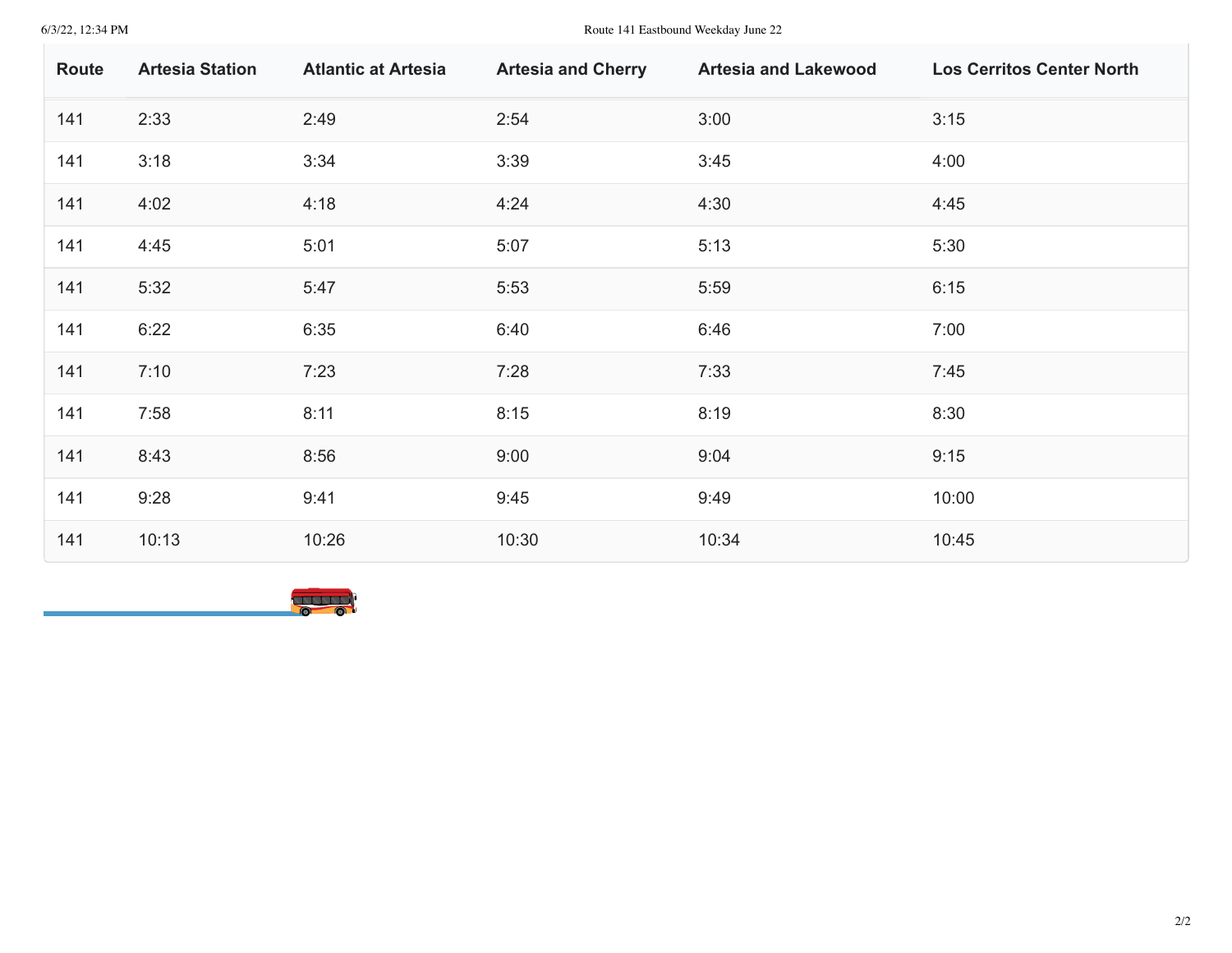| Route | Artesia Station | Atlantic at Artesia | Artesia and Cherry | Artesia and Lakewood | Los Cerritos Center North |
| --- | --- | --- | --- | --- | --- |
| 141 | 2:33 | 2:49 | 2:54 | 3:00 | 3:15 |
| 141 | 3:18 | 3:34 | 3:39 | 3:45 | 4:00 |
| 141 | 4:02 | 4:18 | 4:24 | 4:30 | 4:45 |
| 141 | 4:45 | 5:01 | 5:07 | 5:13 | 5:30 |
| 141 | 5:32 | 5:47 | 5:53 | 5:59 | 6:15 |
| 141 | 6:22 | 6:35 | 6:40 | 6:46 | 7:00 |
| 141 | 7:10 | 7:23 | 7:28 | 7:33 | 7:45 |
| 141 | 7:58 | 8:11 | 8:15 | 8:19 | 8:30 |
| 141 | 8:43 | 8:56 | 9:00 | 9:04 | 9:15 |
| 141 | 9:28 | 9:41 | 9:45 | 9:49 | 10:00 |
| 141 | 10:13 | 10:26 | 10:30 | 10:34 | 10:45 |